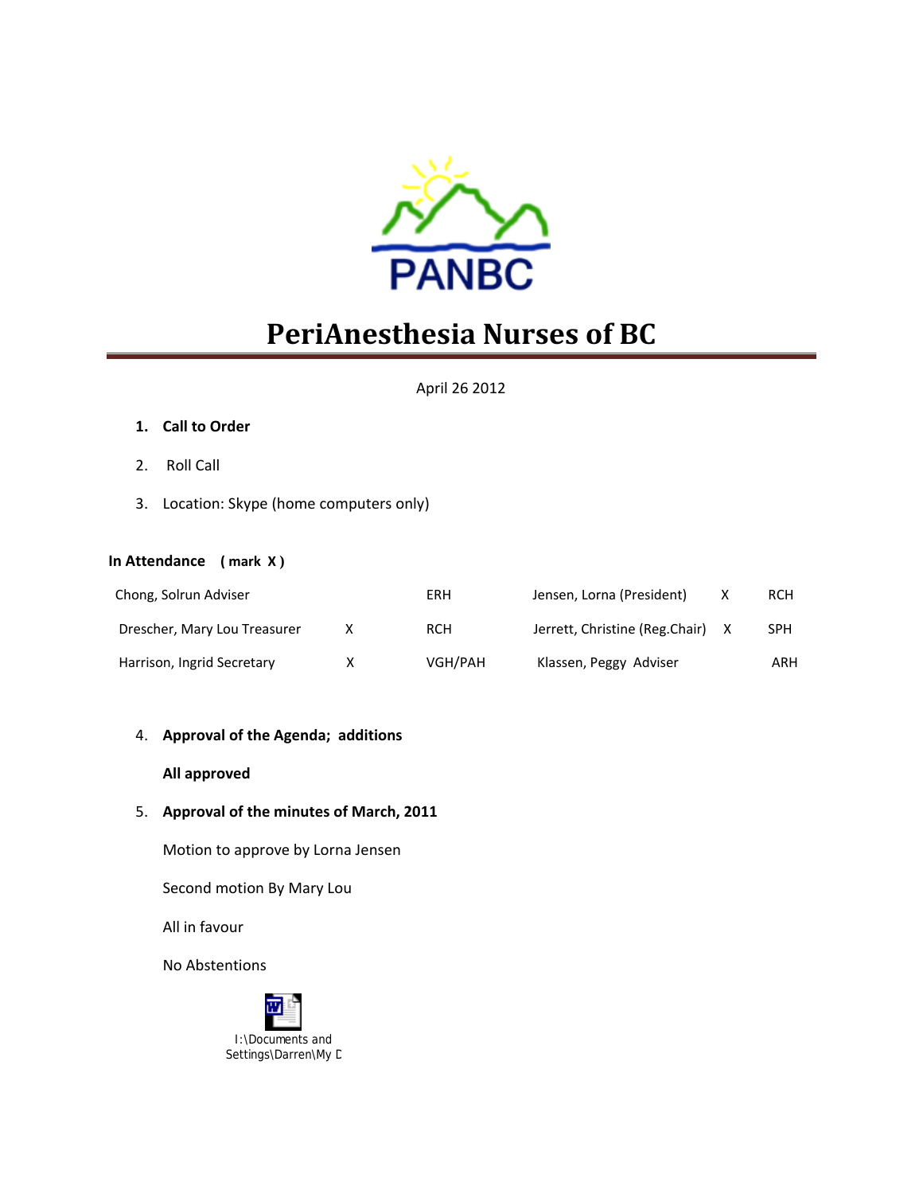PANBC

# PeriAnesthesia Nurses of BC

April 26 2012

1. **Call to Order**
2. Roll Call
3. Location: Skype (home computers only)

**In Attendance ( mark X )**

| Name | X | Site | Name | X | Site |
|---|---|---|---|---|---|
| Chong, Solrun Adviser | | ERH | Jensen, Lorna (President) | X | RCH |
| Drescher, Mary Lou Treasurer | X | RCH | Jerrett, Christine (Reg.Chair) | X | SPH |
| Harrison, Ingrid Secretary | X | VGH/PAH | Klassen, Peggy Adviser | | ARH |

4. **Approval of the Agenda; additions**

   **All approved**

5. **Approval of the minutes of March, 2011**

   Motion to approve by Lorna Jensen

   Second motion By Mary Lou

   All in favour

   No Abstentions

I:\Documents and Settings\Darren\My D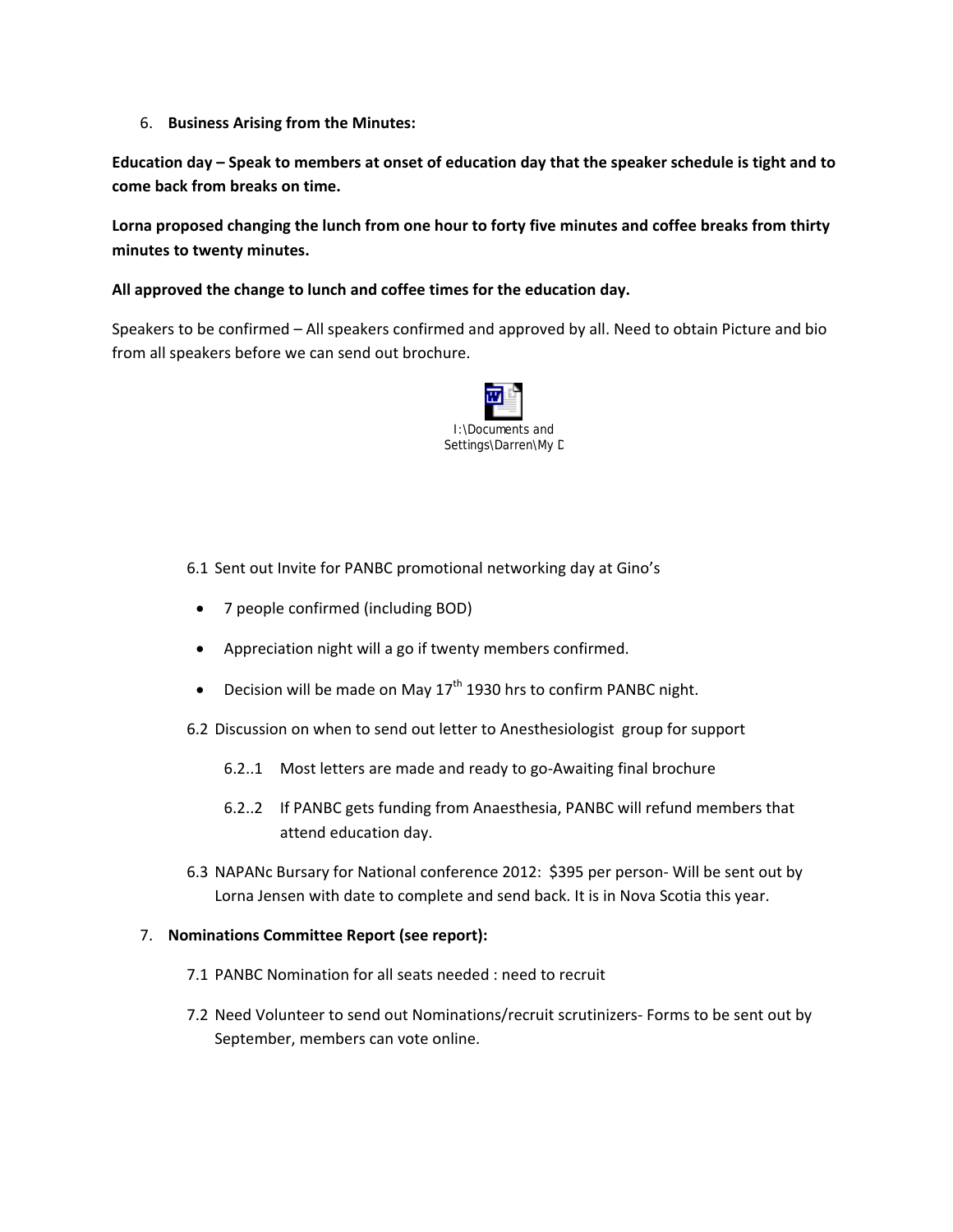6. **Business Arising from the Minutes:**

**Education day – Speak to members at onset of education day that the speaker schedule is tight and to come back from breaks on time.**

**Lorna proposed changing the lunch from one hour to forty five minutes and coffee breaks from thirty minutes to twenty minutes.**

**All approved the change to lunch and coffee times for the education day.**

Speakers to be confirmed – All speakers confirmed and approved by all. Need to obtain Picture and bio from all speakers before we can send out brochure.

I:\Documents and Settings\Darren\My D

6.1 Sent out Invite for PANBC promotional networking day at Gino's

- 7 people confirmed (including BOD)
- Appreciation night will a go if twenty members confirmed.
- Decision will be made on May 17th 1930 hrs to confirm PANBC night.

6.2 Discussion on when to send out letter to Anesthesiologist group for support

6.2..1 Most letters are made and ready to go-Awaiting final brochure

6.2..2 If PANBC gets funding from Anaesthesia, PANBC will refund members that attend education day.

6.3 NAPANc Bursary for National conference 2012: $395 per person- Will be sent out by Lorna Jensen with date to complete and send back. It is in Nova Scotia this year.

7. **Nominations Committee Report (see report):**

7.1 PANBC Nomination for all seats needed : need to recruit

7.2 Need Volunteer to send out Nominations/recruit scrutinizers- Forms to be sent out by September, members can vote online.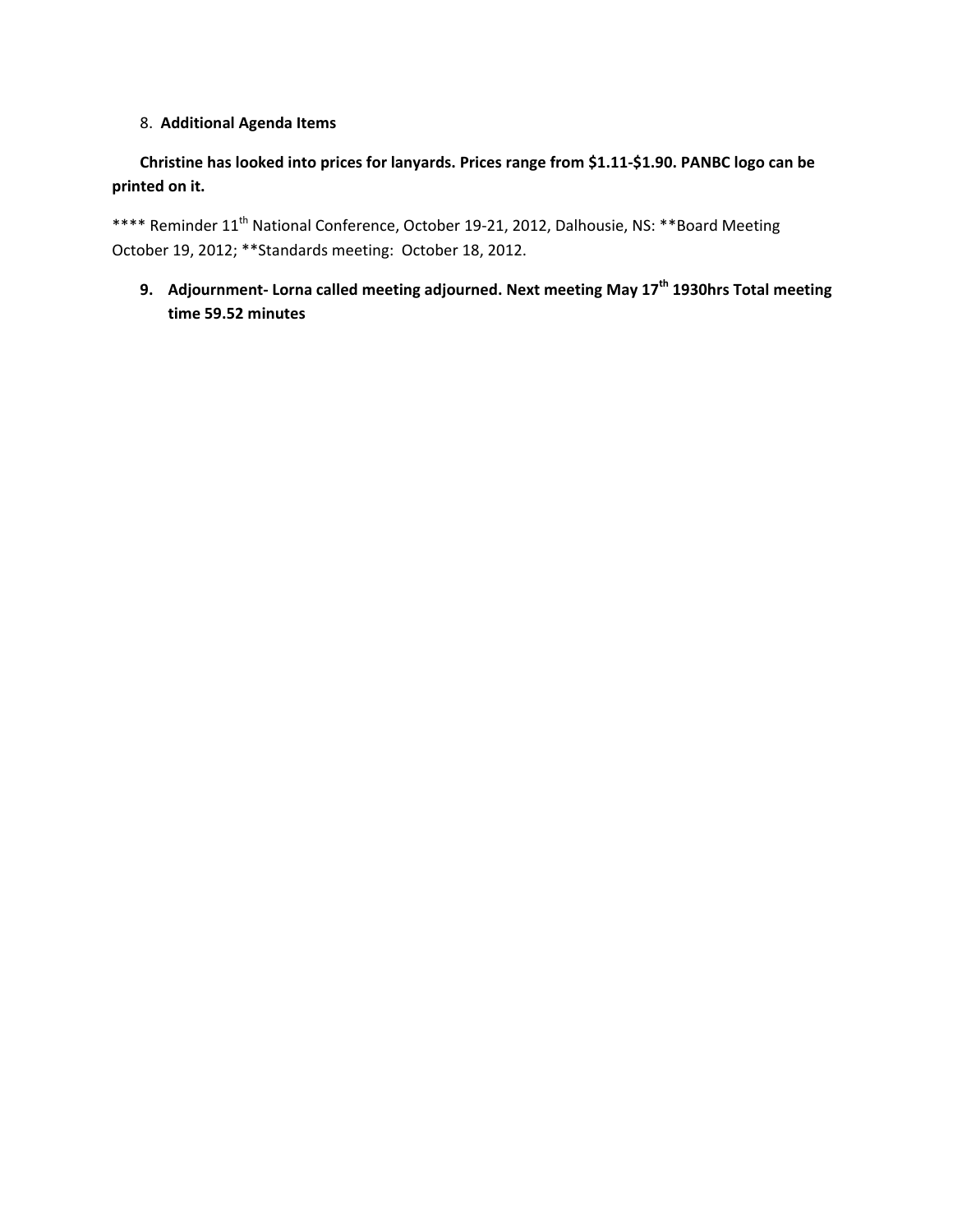8. **Additional Agenda Items**

**Christine has looked into prices for lanyards. Prices range from $1.11-$1.90. PANBC logo can be printed on it.**

**** Reminder 11th National Conference, October 19-21, 2012, Dalhousie, NS: **Board Meeting October 19, 2012; **Standards meeting: October 18, 2012.

9. **Adjournment- Lorna called meeting adjourned. Next meeting May 17th 1930hrs Total meeting time 59.52 minutes**